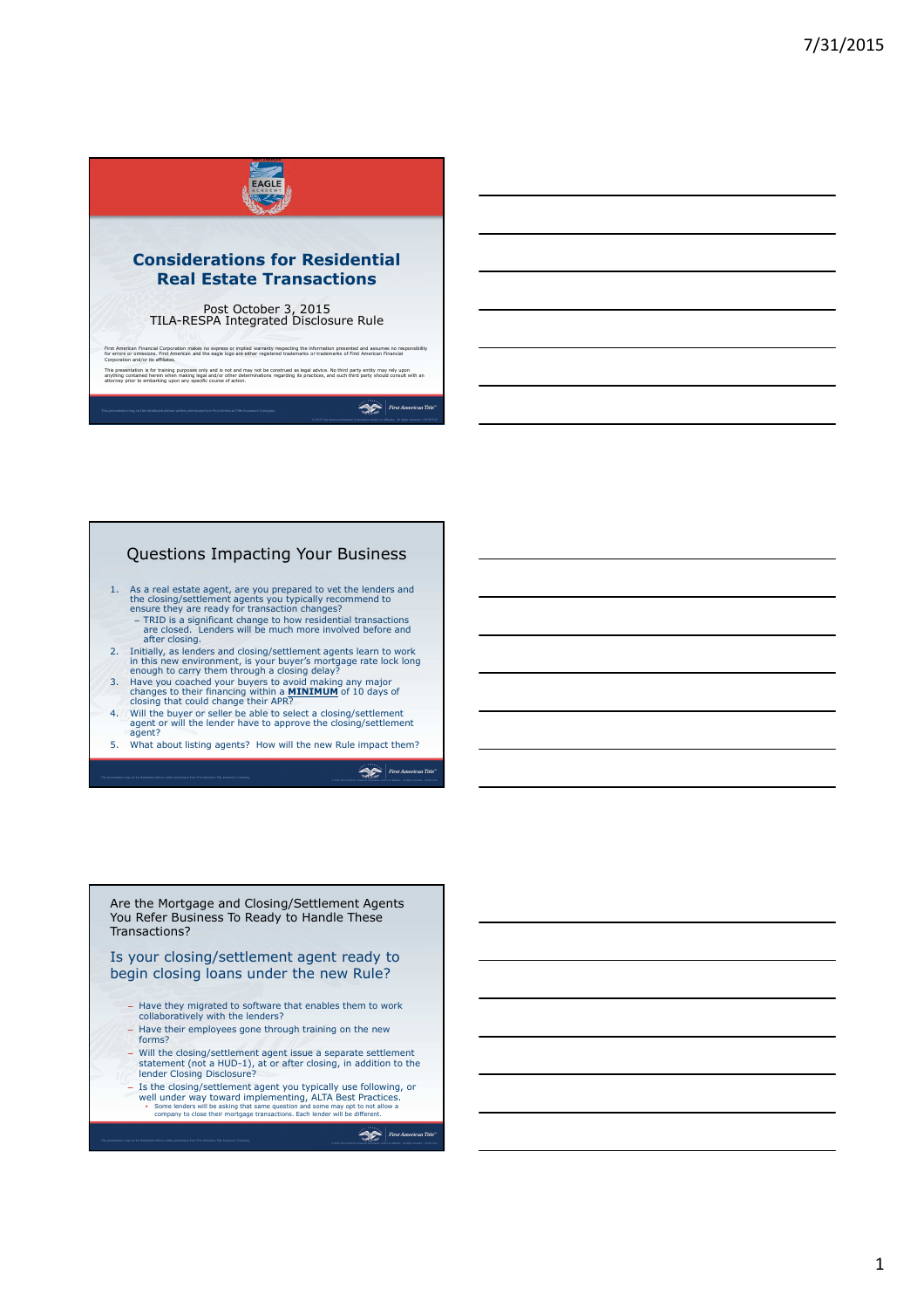# Considerations for Residential Real Estate Transactions

Post October 3, 2015
TILA-RESPA Integrated Disclosure Rule

First American Financial Corporation makes no express or implied warranty respecting the information presented and assumes no responsibility for errors or omissions. First American and the eagle logo are either registered trademarks or trademarks of First American Financial Corporation and/or its affiliates.

This presentation is for training purposes only and is not and may not be construed as legal advice. No third party entity may rely upon anything contained herein when making legal and/or other determinations regarding its practices, and such third party should consult with an attorney prior to embarking upon any specific course of action.

## Questions Impacting Your Business

1. As a real estate agent, are you prepared to vet the lenders and the closing/settlement agents you typically recommend to ensure they are ready for transaction changes?
   - TRID is a significant change to how residential transactions are closed. Lenders will be much more involved before and after closing.
2. Initially, as lenders and closing/settlement agents learn to work in this new environment, is your buyer's mortgage rate lock long enough to carry them through a closing delay?
3. Have you coached your buyers to avoid making any major changes to their financing within a **MINIMUM** of 10 days of closing that could change their APR?
4. Will the buyer or seller be able to select a closing/settlement agent or will the lender have to approve the closing/settlement agent?
5. What about listing agents? How will the new Rule impact them?

## Are the Mortgage and Closing/Settlement Agents You Refer Business To Ready to Handle These Transactions?

### Is your closing/settlement agent ready to begin closing loans under the new Rule?

- Have they migrated to software that enables them to work collaboratively with the lenders?
- Have their employees gone through training on the new forms?
- Will the closing/settlement agent issue a separate settlement statement (not a HUD-1), at or after closing, in addition to the lender Closing Disclosure?
- Is the closing/settlement agent you typically use following, or well under way toward implementing, ALTA Best Practices.
  - Some lenders will be asking that same question and some may opt to not allow a company to close their mortgage transactions. Each lender will be different.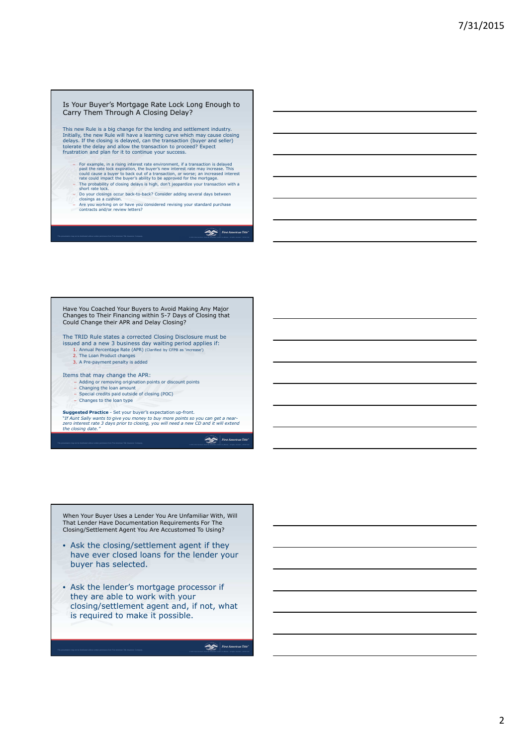## Is Your Buyer's Mortgage Rate Lock Long Enough to Carry Them Through A Closing Delay?

This new Rule is a big change for the lending and settlement industry. Initially, the new Rule will have a learning curve which may cause closing delays. If the closing is delayed, can the transaction (buyer and seller) tolerate the delay and allow the transaction to proceed? Expect frustration and plan for it to continue your success.

- For example, in a rising interest rate environment, if a transaction is delayed past the rate lock expiration, the buyer's new interest rate may increase. This could cause a buyer to back out of a transaction, or worse; an increased interest rate could impact the buyer's ability to be approved for the mortgage.
- The probability of closing delays is high, don't jeopardize your transaction with a short rate lock.
- Do your closings occur back-to-back? Consider adding several days between closings as a cushion.
- Are you working on or have you considered revising your standard purchase contracts and/or review letters?

## Have You Coached Your Buyers to Avoid Making Any Major Changes to Their Financing within 5-7 Days of Closing that Could Change their APR and Delay Closing?

The TRID Rule states a corrected Closing Disclosure must be issued and a new 3 business day waiting period applies if:

1. Annual Percentage Rate (APR) (Clarified by CFPB as 'increase')
2. The Loan Product changes
3. A Pre-payment penalty is added

Items that may change the APR:

- Adding or removing origination points or discount points
- Changing the loan amount
- Special credits paid outside of closing (POC)
- Changes to the loan type

**Suggested Practice** - Set your buyer's expectation up-front.
*"If Aunt Sally wants to give you money to buy more points so you can get a near-zero interest rate 3 days prior to closing, you will need a new CD and it will extend the closing date."*

## When Your Buyer Uses a Lender You Are Unfamiliar With, Will That Lender Have Documentation Requirements For The Closing/Settlement Agent You Are Accustomed To Using?

- Ask the closing/settlement agent if they have ever closed loans for the lender your buyer has selected.
- Ask the lender's mortgage processor if they are able to work with your closing/settlement agent and, if not, what is required to make it possible.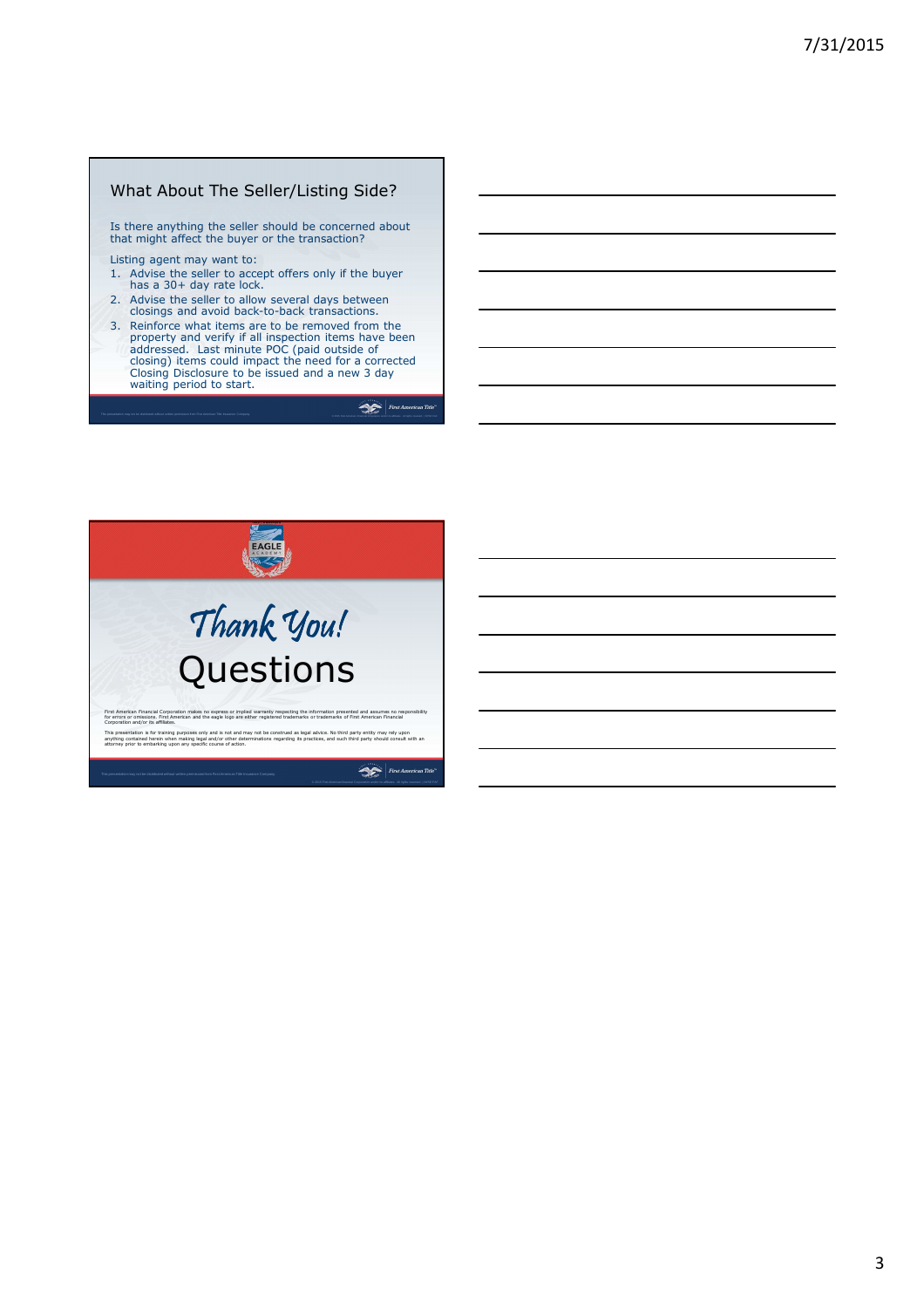## What About The Seller/Listing Side?

Is there anything the seller should be concerned about that might affect the buyer or the transaction?

Listing agent may want to:

1. Advise the seller to accept offers only if the buyer has a 30+ day rate lock.
2. Advise the seller to allow several days between closings and avoid back-to-back transactions.
3. Reinforce what items are to be removed from the property and verify if all inspection items have been addressed. Last minute POC (paid outside of closing) items could impact the need for a corrected Closing Disclosure to be issued and a new 3 day waiting period to start.

EAGLE ACADEMY

*Thank You!*

# Questions

First American Financial Corporation makes no express or implied warranty respecting the information presented and assumes no responsibility for errors or omissions. First American and the eagle logo are either registered trademarks or trademarks of First American Financial Corporation and/or its affiliates.

This presentation is for training purposes only and is not and may not be construed as legal advice. No third party entity may rely upon anything contained herein when making legal and/or other determinations regarding its practices, and such third party should consult with an attorney prior to embarking upon any specific course of action.